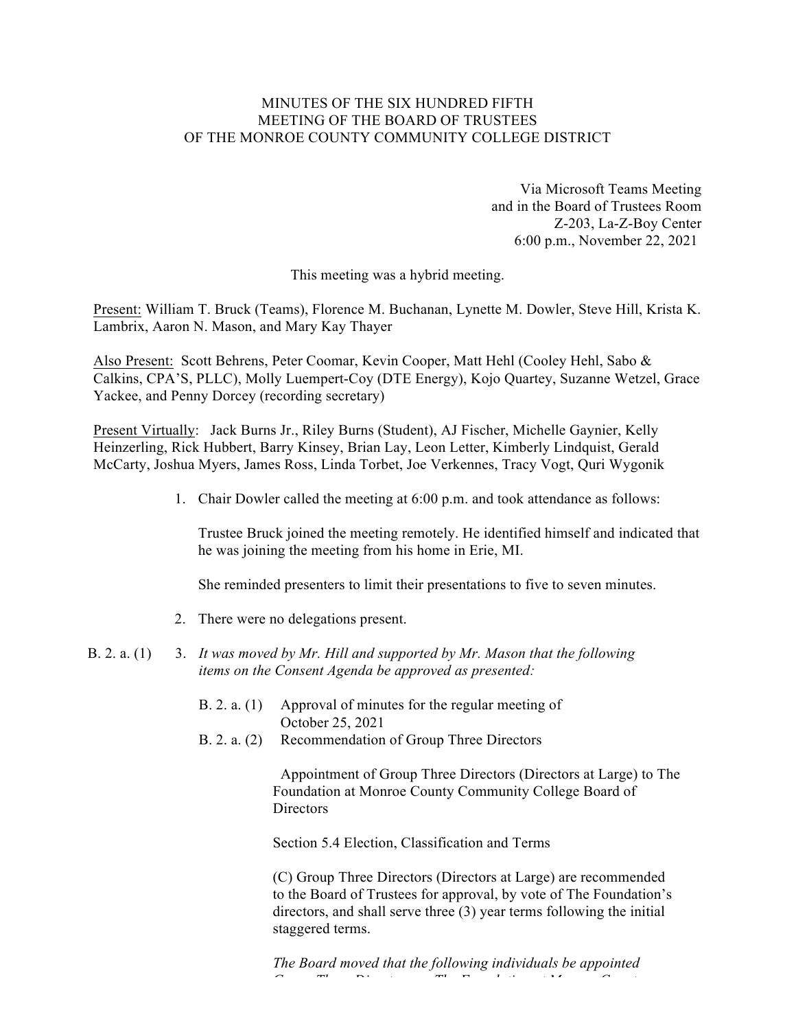MINUTES OF THE SIX HUNDRED FIFTH
MEETING OF THE BOARD OF TRUSTEES
OF THE MONROE COUNTY COMMUNITY COLLEGE DISTRICT

Via Microsoft Teams Meeting
and in the Board of Trustees Room
Z-203, La-Z-Boy Center
6:00 p.m., November 22, 2021

This meeting was a hybrid meeting.

Present: William T. Bruck (Teams), Florence M. Buchanan, Lynette M. Dowler, Steve Hill, Krista K. Lambrix, Aaron N. Mason, and Mary Kay Thayer

Also Present: Scott Behrens, Peter Coomar, Kevin Cooper, Matt Hehl (Cooley Hehl, Sabo & Calkins, CPA'S, PLLC), Molly Luempert-Coy (DTE Energy), Kojo Quartey, Suzanne Wetzel, Grace Yackee, and Penny Dorcey (recording secretary)

Present Virtually: Jack Burns Jr., Riley Burns (Student), AJ Fischer, Michelle Gaynier, Kelly Heinzerling, Rick Hubbert, Barry Kinsey, Brian Lay, Leon Letter, Kimberly Lindquist, Gerald McCarty, Joshua Myers, James Ross, Linda Torbet, Joe Verkennes, Tracy Vogt, Quri Wygonik

1. Chair Dowler called the meeting at 6:00 p.m. and took attendance as follows:

   Trustee Bruck joined the meeting remotely. He identified himself and indicated that he was joining the meeting from his home in Erie, MI.

   She reminded presenters to limit their presentations to five to seven minutes.

2. There were no delegations present.

B. 2. a. (1)

3. *It was moved by Mr. Hill and supported by Mr. Mason that the following items on the Consent Agenda be approved as presented:*

   B. 2. a. (1) Approval of minutes for the regular meeting of October 25, 2021

   B. 2. a. (2) Recommendation of Group Three Directors

   Appointment of Group Three Directors (Directors at Large) to The Foundation at Monroe County Community College Board of Directors

   Section 5.4 Election, Classification and Terms

   (C) Group Three Directors (Directors at Large) are recommended to the Board of Trustees for approval, by vote of The Foundation's directors, and shall serve three (3) year terms following the initial staggered terms.

   *The Board moved that the following individuals be appointed*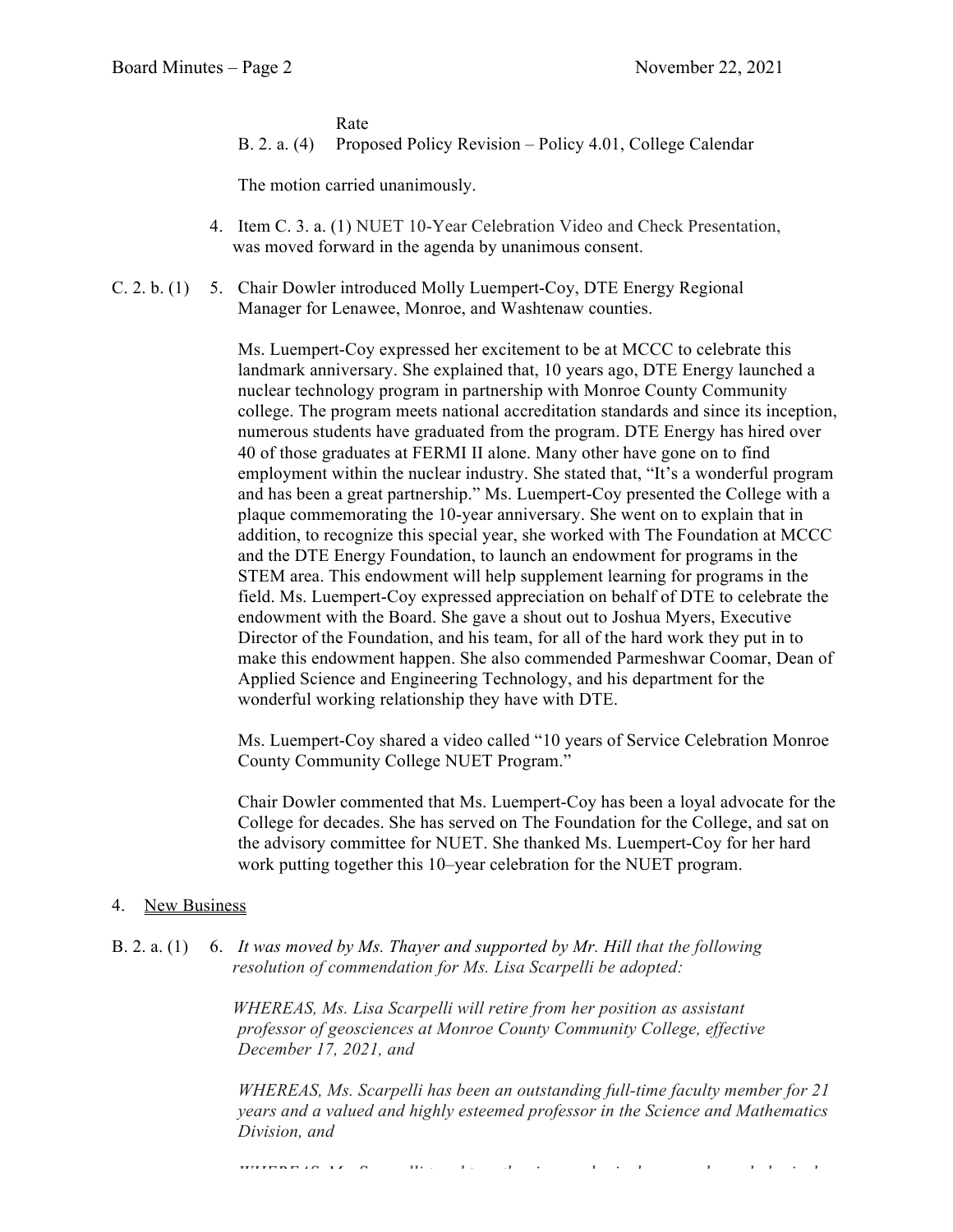Rate

B. 2. a. (4) Proposed Policy Revision – Policy 4.01, College Calendar

The motion carried unanimously.

4. Item C. 3. a. (1) NUET 10-Year Celebration Video and Check Presentation, was moved forward in the agenda by unanimous consent.

C. 2. b. (1) 5. Chair Dowler introduced Molly Luempert-Coy, DTE Energy Regional Manager for Lenawee, Monroe, and Washtenaw counties.

Ms. Luempert-Coy expressed her excitement to be at MCCC to celebrate this landmark anniversary. She explained that, 10 years ago, DTE Energy launched a nuclear technology program in partnership with Monroe County Community college. The program meets national accreditation standards and since its inception, numerous students have graduated from the program. DTE Energy has hired over 40 of those graduates at FERMI II alone. Many other have gone on to find employment within the nuclear industry. She stated that, "It's a wonderful program and has been a great partnership." Ms. Luempert-Coy presented the College with a plaque commemorating the 10-year anniversary. She went on to explain that in addition, to recognize this special year, she worked with The Foundation at MCCC and the DTE Energy Foundation, to launch an endowment for programs in the STEM area. This endowment will help supplement learning for programs in the field. Ms. Luempert-Coy expressed appreciation on behalf of DTE to celebrate the endowment with the Board. She gave a shout out to Joshua Myers, Executive Director of the Foundation, and his team, for all of the hard work they put in to make this endowment happen. She also commended Parmeshwar Coomar, Dean of Applied Science and Engineering Technology, and his department for the wonderful working relationship they have with DTE.

Ms. Luempert-Coy shared a video called "10 years of Service Celebration Monroe County Community College NUET Program."

Chair Dowler commented that Ms. Luempert-Coy has been a loyal advocate for the College for decades. She has served on The Foundation for the College, and sat on the advisory committee for NUET. She thanked Ms. Luempert-Coy for her hard work putting together this 10–year celebration for the NUET program.

4. <u>New Business</u>

B. 2. a. (1) 6. *It was moved by Ms. Thayer and supported by Mr. Hill that the following resolution of commendation for Ms. Lisa Scarpelli be adopted:*

*WHEREAS, Ms. Lisa Scarpelli will retire from her position as assistant professor of geosciences at Monroe County Community College, effective December 17, 2021, and*

*WHEREAS, Ms. Scarpelli has been an outstanding full-time faculty member for 21 years and a valued and highly esteemed professor in the Science and Mathematics Division, and*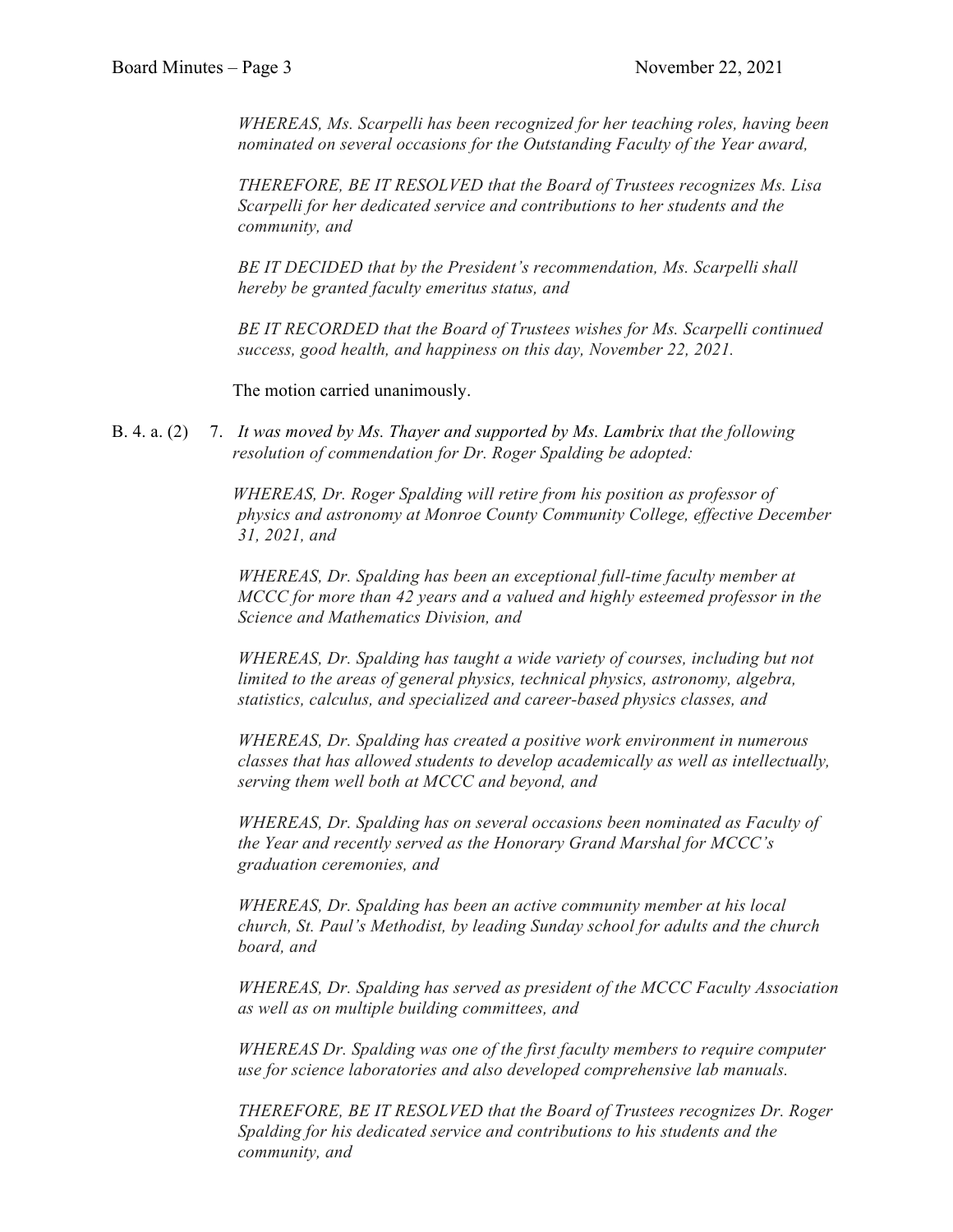*WHEREAS, Ms. Scarpelli has been recognized for her teaching roles, having been nominated on several occasions for the Outstanding Faculty of the Year award,*

*THEREFORE, BE IT RESOLVED that the Board of Trustees recognizes Ms. Lisa Scarpelli for her dedicated service and contributions to her students and the community, and*

*BE IT DECIDED that by the President's recommendation, Ms. Scarpelli shall hereby be granted faculty emeritus status, and*

*BE IT RECORDED that the Board of Trustees wishes for Ms. Scarpelli continued success, good health, and happiness on this day, November 22, 2021.*

The motion carried unanimously.

B. 4. a. (2) 7. *It was moved by Ms. Thayer and supported by Ms. Lambrix that the following resolution of commendation for Dr. Roger Spalding be adopted:*

*WHEREAS, Dr. Roger Spalding will retire from his position as professor of physics and astronomy at Monroe County Community College, effective December 31, 2021, and*

*WHEREAS, Dr. Spalding has been an exceptional full-time faculty member at MCCC for more than 42 years and a valued and highly esteemed professor in the Science and Mathematics Division, and*

*WHEREAS, Dr. Spalding has taught a wide variety of courses, including but not limited to the areas of general physics, technical physics, astronomy, algebra, statistics, calculus, and specialized and career-based physics classes, and*

*WHEREAS, Dr. Spalding has created a positive work environment in numerous classes that has allowed students to develop academically as well as intellectually, serving them well both at MCCC and beyond, and*

*WHEREAS, Dr. Spalding has on several occasions been nominated as Faculty of the Year and recently served as the Honorary Grand Marshal for MCCC's graduation ceremonies, and*

*WHEREAS, Dr. Spalding has been an active community member at his local church, St. Paul's Methodist, by leading Sunday school for adults and the church board, and*

*WHEREAS, Dr. Spalding has served as president of the MCCC Faculty Association as well as on multiple building committees, and*

*WHEREAS Dr. Spalding was one of the first faculty members to require computer use for science laboratories and also developed comprehensive lab manuals.*

*THEREFORE, BE IT RESOLVED that the Board of Trustees recognizes Dr. Roger Spalding for his dedicated service and contributions to his students and the community, and*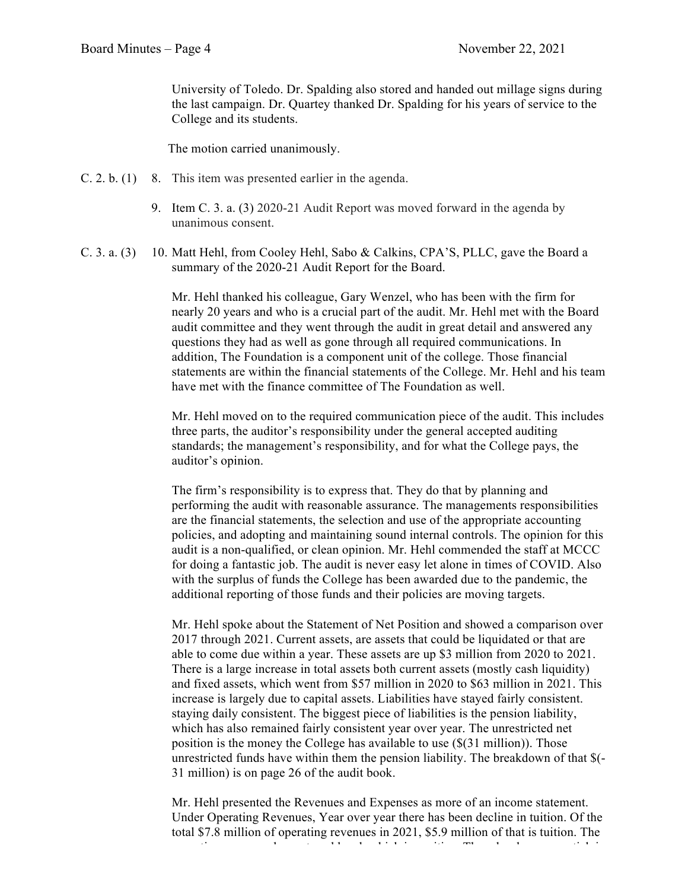University of Toledo. Dr. Spalding also stored and handed out millage signs during the last campaign. Dr. Quartey thanked Dr. Spalding for his years of service to the College and its students.

The motion carried unanimously.

C. 2. b. (1) 8. This item was presented earlier in the agenda.

9. Item C. 3. a. (3) 2020-21 Audit Report was moved forward in the agenda by unanimous consent.

C. 3. a. (3) 10. Matt Hehl, from Cooley Hehl, Sabo & Calkins, CPA'S, PLLC, gave the Board a summary of the 2020-21 Audit Report for the Board.

Mr. Hehl thanked his colleague, Gary Wenzel, who has been with the firm for nearly 20 years and who is a crucial part of the audit. Mr. Hehl met with the Board audit committee and they went through the audit in great detail and answered any questions they had as well as gone through all required communications. In addition, The Foundation is a component unit of the college. Those financial statements are within the financial statements of the College. Mr. Hehl and his team have met with the finance committee of The Foundation as well.

Mr. Hehl moved on to the required communication piece of the audit. This includes three parts, the auditor's responsibility under the general accepted auditing standards; the management's responsibility, and for what the College pays, the auditor's opinion.

The firm's responsibility is to express that. They do that by planning and performing the audit with reasonable assurance. The managements responsibilities are the financial statements, the selection and use of the appropriate accounting policies, and adopting and maintaining sound internal controls. The opinion for this audit is a non-qualified, or clean opinion. Mr. Hehl commended the staff at MCCC for doing a fantastic job. The audit is never easy let alone in times of COVID. Also with the surplus of funds the College has been awarded due to the pandemic, the additional reporting of those funds and their policies are moving targets.

Mr. Hehl spoke about the Statement of Net Position and showed a comparison over 2017 through 2021. Current assets, are assets that could be liquidated or that are able to come due within a year. These assets are up $3 million from 2020 to 2021. There is a large increase in total assets both current assets (mostly cash liquidity) and fixed assets, which went from $57 million in 2020 to $63 million in 2021. This increase is largely due to capital assets. Liabilities have stayed fairly consistent. staying daily consistent. The biggest piece of liabilities is the pension liability, which has also remained fairly consistent year over year. The unrestricted net position is the money the College has available to use ($(31 million)). Those unrestricted funds have within them the pension liability. The breakdown of that $(-31 million) is on page 26 of the audit book.

Mr. Hehl presented the Revenues and Expenses as more of an income statement. Under Operating Revenues, Year over year there has been decline in tuition. Of the total $7.8 million of operating revenues in 2021, $5.9 million of that is tuition. The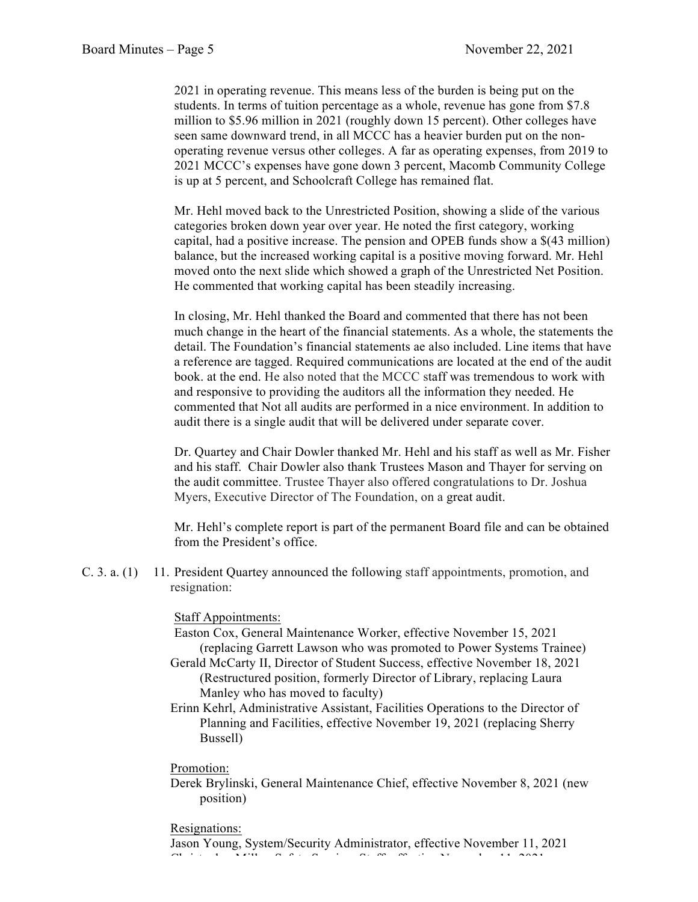2021 in operating revenue. This means less of the burden is being put on the students. In terms of tuition percentage as a whole, revenue has gone from $7.8 million to $5.96 million in 2021 (roughly down 15 percent). Other colleges have seen same downward trend, in all MCCC has a heavier burden put on the non-operating revenue versus other colleges. A far as operating expenses, from 2019 to 2021 MCCC's expenses have gone down 3 percent, Macomb Community College is up at 5 percent, and Schoolcraft College has remained flat.

Mr. Hehl moved back to the Unrestricted Position, showing a slide of the various categories broken down year over year. He noted the first category, working capital, had a positive increase. The pension and OPEB funds show a $(43 million) balance, but the increased working capital is a positive moving forward. Mr. Hehl moved onto the next slide which showed a graph of the Unrestricted Net Position. He commented that working capital has been steadily increasing.

In closing, Mr. Hehl thanked the Board and commented that there has not been much change in the heart of the financial statements. As a whole, the statements the detail. The Foundation's financial statements ae also included. Line items that have a reference are tagged. Required communications are located at the end of the audit book. at the end. He also noted that the MCCC staff was tremendous to work with and responsive to providing the auditors all the information they needed. He commented that Not all audits are performed in a nice environment. In addition to audit there is a single audit that will be delivered under separate cover.

Dr. Quartey and Chair Dowler thanked Mr. Hehl and his staff as well as Mr. Fisher and his staff. Chair Dowler also thank Trustees Mason and Thayer for serving on the audit committee. Trustee Thayer also offered congratulations to Dr. Joshua Myers, Executive Director of The Foundation, on a great audit.

Mr. Hehl's complete report is part of the permanent Board file and can be obtained from the President's office.

C. 3. a. (1) 11. President Quartey announced the following staff appointments, promotion, and resignation:

Staff Appointments:

Easton Cox, General Maintenance Worker, effective November 15, 2021 (replacing Garrett Lawson who was promoted to Power Systems Trainee)

Gerald McCarty II, Director of Student Success, effective November 18, 2021 (Restructured position, formerly Director of Library, replacing Laura Manley who has moved to faculty)

Erinn Kehrl, Administrative Assistant, Facilities Operations to the Director of Planning and Facilities, effective November 19, 2021 (replacing Sherry Bussell)

Promotion:

Derek Brylinski, General Maintenance Chief, effective November 8, 2021 (new position)

Resignations:

Jason Young, System/Security Administrator, effective November 11, 2021

Christopher Miller, Safety Services Staff, effective November 11, 2021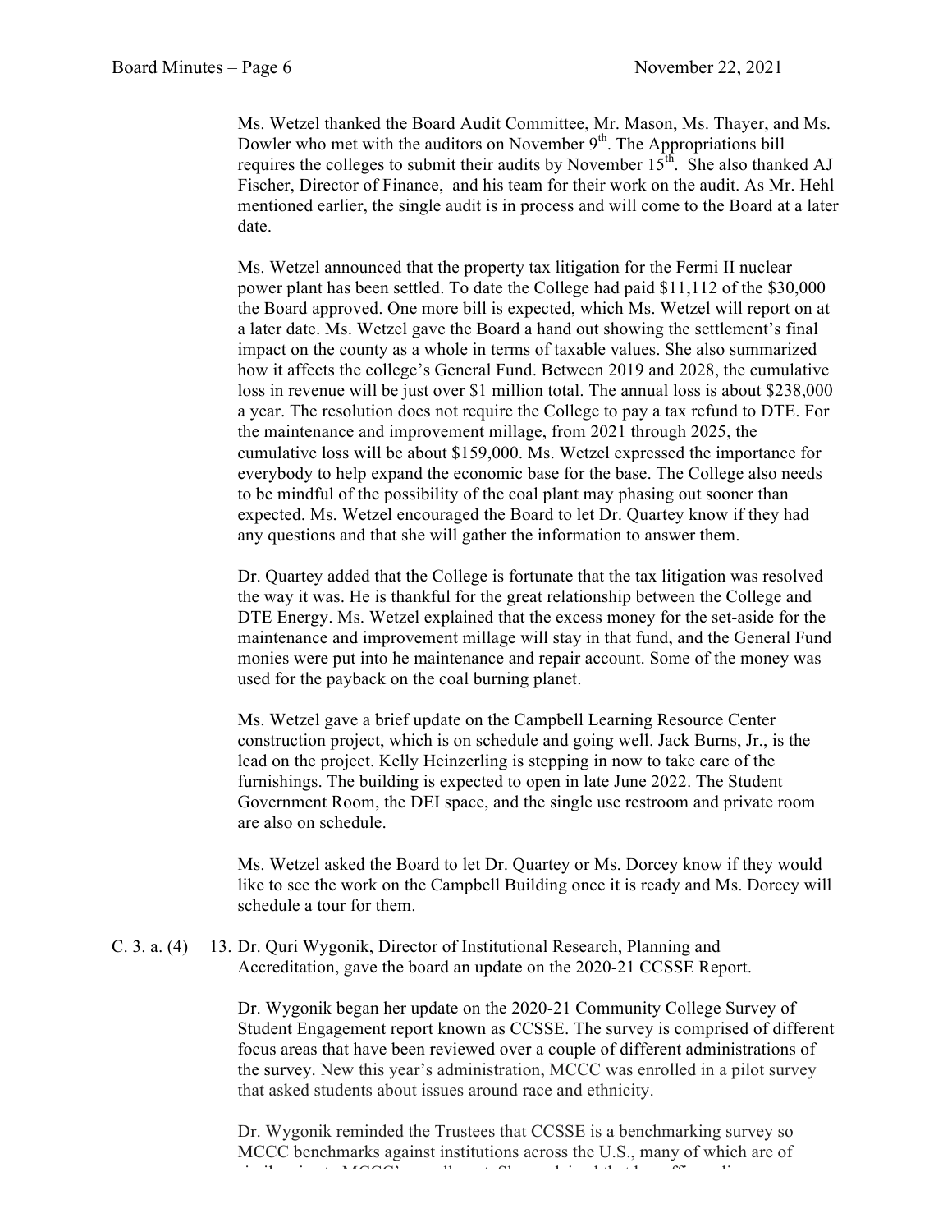Ms. Wetzel thanked the Board Audit Committee, Mr. Mason, Ms. Thayer, and Ms. Dowler who met with the auditors on November 9th. The Appropriations bill requires the colleges to submit their audits by November 15th. She also thanked AJ Fischer, Director of Finance, and his team for their work on the audit. As Mr. Hehl mentioned earlier, the single audit is in process and will come to the Board at a later date.

Ms. Wetzel announced that the property tax litigation for the Fermi II nuclear power plant has been settled. To date the College had paid $11,112 of the $30,000 the Board approved. One more bill is expected, which Ms. Wetzel will report on at a later date. Ms. Wetzel gave the Board a hand out showing the settlement's final impact on the county as a whole in terms of taxable values. She also summarized how it affects the college's General Fund. Between 2019 and 2028, the cumulative loss in revenue will be just over $1 million total. The annual loss is about $238,000 a year. The resolution does not require the College to pay a tax refund to DTE. For the maintenance and improvement millage, from 2021 through 2025, the cumulative loss will be about $159,000. Ms. Wetzel expressed the importance for everybody to help expand the economic base for the base. The College also needs to be mindful of the possibility of the coal plant may phasing out sooner than expected. Ms. Wetzel encouraged the Board to let Dr. Quartey know if they had any questions and that she will gather the information to answer them.

Dr. Quartey added that the College is fortunate that the tax litigation was resolved the way it was. He is thankful for the great relationship between the College and DTE Energy. Ms. Wetzel explained that the excess money for the set-aside for the maintenance and improvement millage will stay in that fund, and the General Fund monies were put into he maintenance and repair account. Some of the money was used for the payback on the coal burning planet.

Ms. Wetzel gave a brief update on the Campbell Learning Resource Center construction project, which is on schedule and going well. Jack Burns, Jr., is the lead on the project. Kelly Heinzerling is stepping in now to take care of the furnishings. The building is expected to open in late June 2022. The Student Government Room, the DEI space, and the single use restroom and private room are also on schedule.

Ms. Wetzel asked the Board to let Dr. Quartey or Ms. Dorcey know if they would like to see the work on the Campbell Building once it is ready and Ms. Dorcey will schedule a tour for them.

C. 3. a. (4) 13. Dr. Quri Wygonik, Director of Institutional Research, Planning and Accreditation, gave the board an update on the 2020-21 CCSSE Report.

Dr. Wygonik began her update on the 2020-21 Community College Survey of Student Engagement report known as CCSSE. The survey is comprised of different focus areas that have been reviewed over a couple of different administrations of the survey. New this year's administration, MCCC was enrolled in a pilot survey that asked students about issues around race and ethnicity.

Dr. Wygonik reminded the Trustees that CCSSE is a benchmarking survey so MCCC benchmarks against institutions across the U.S., many of which are of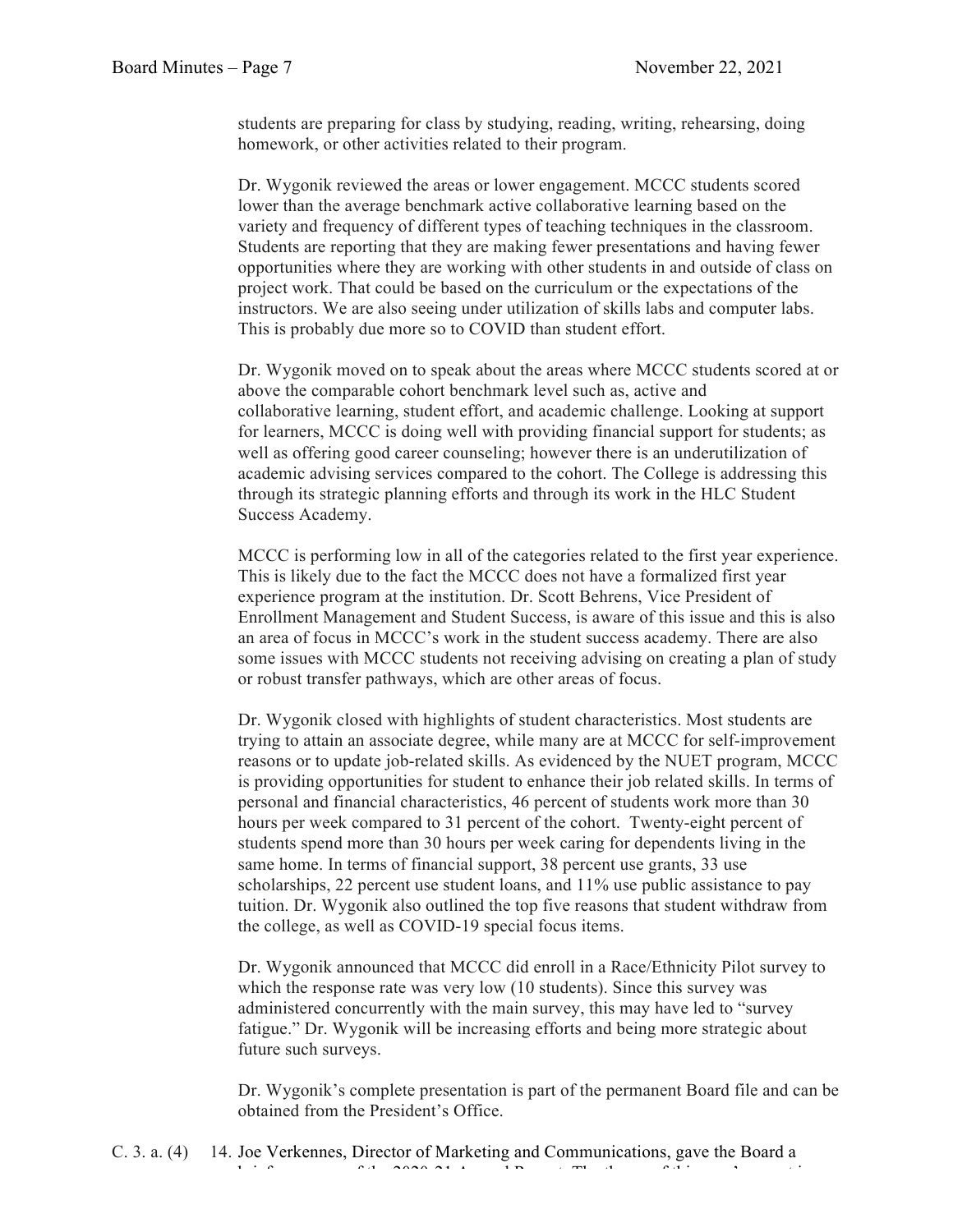students are preparing for class by studying, reading, writing, rehearsing, doing homework, or other activities related to their program.

Dr. Wygonik reviewed the areas or lower engagement. MCCC students scored lower than the average benchmark active collaborative learning based on the variety and frequency of different types of teaching techniques in the classroom. Students are reporting that they are making fewer presentations and having fewer opportunities where they are working with other students in and outside of class on project work. That could be based on the curriculum or the expectations of the instructors. We are also seeing under utilization of skills labs and computer labs. This is probably due more so to COVID than student effort.

Dr. Wygonik moved on to speak about the areas where MCCC students scored at or above the comparable cohort benchmark level such as, active and collaborative learning, student effort, and academic challenge. Looking at support for learners, MCCC is doing well with providing financial support for students; as well as offering good career counseling; however there is an underutilization of academic advising services compared to the cohort. The College is addressing this through its strategic planning efforts and through its work in the HLC Student Success Academy.

MCCC is performing low in all of the categories related to the first year experience. This is likely due to the fact the MCCC does not have a formalized first year experience program at the institution. Dr. Scott Behrens, Vice President of Enrollment Management and Student Success, is aware of this issue and this is also an area of focus in MCCC's work in the student success academy. There are also some issues with MCCC students not receiving advising on creating a plan of study or robust transfer pathways, which are other areas of focus.

Dr. Wygonik closed with highlights of student characteristics. Most students are trying to attain an associate degree, while many are at MCCC for self-improvement reasons or to update job-related skills. As evidenced by the NUET program, MCCC is providing opportunities for student to enhance their job related skills. In terms of personal and financial characteristics, 46 percent of students work more than 30 hours per week compared to 31 percent of the cohort. Twenty-eight percent of students spend more than 30 hours per week caring for dependents living in the same home. In terms of financial support, 38 percent use grants, 33 use scholarships, 22 percent use student loans, and 11% use public assistance to pay tuition. Dr. Wygonik also outlined the top five reasons that student withdraw from the college, as well as COVID-19 special focus items.

Dr. Wygonik announced that MCCC did enroll in a Race/Ethnicity Pilot survey to which the response rate was very low (10 students). Since this survey was administered concurrently with the main survey, this may have led to "survey fatigue." Dr. Wygonik will be increasing efforts and being more strategic about future such surveys.

Dr. Wygonik's complete presentation is part of the permanent Board file and can be obtained from the President's Office.

C. 3. a. (4) 14. Joe Verkennes, Director of Marketing and Communications, gave the Board a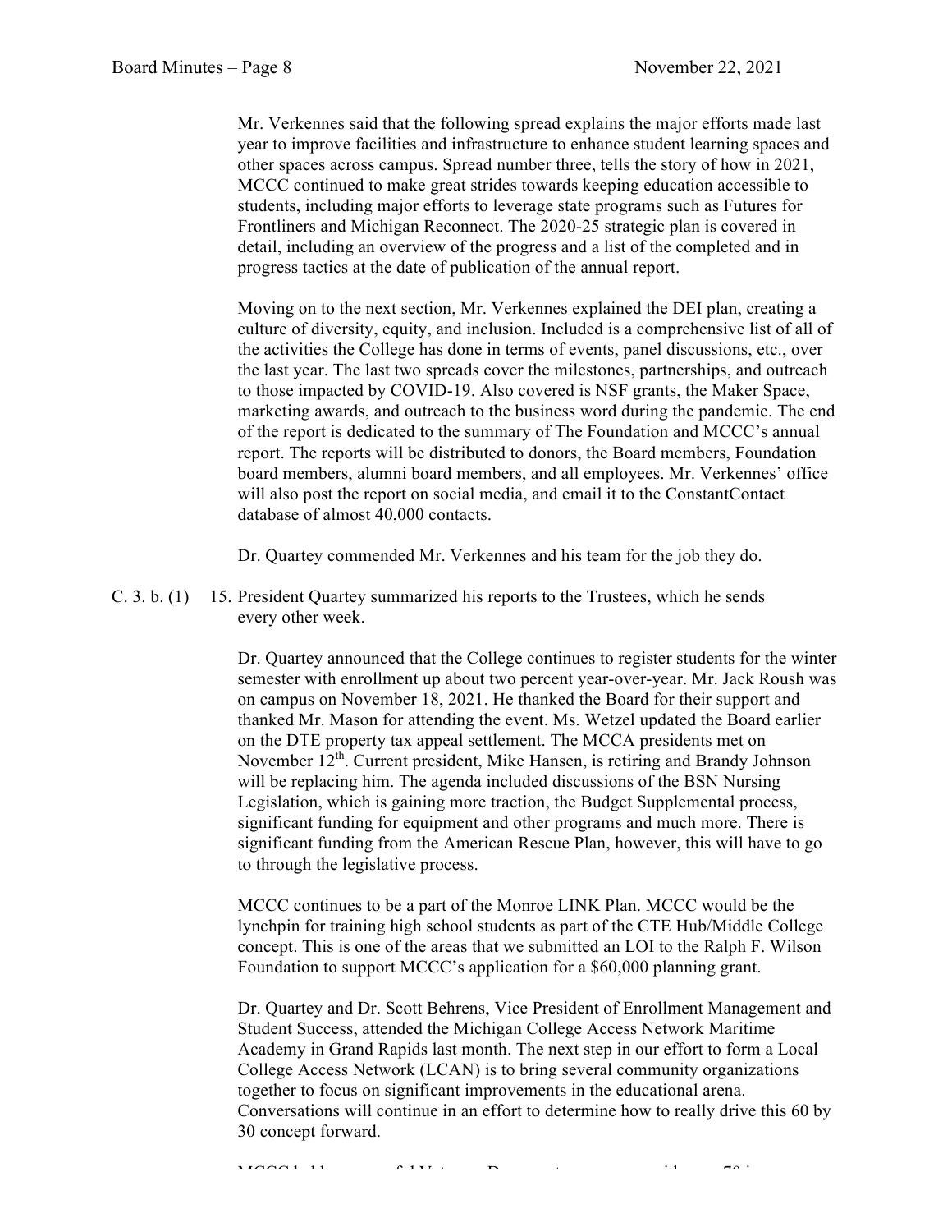Mr. Verkennes said that the following spread explains the major efforts made last year to improve facilities and infrastructure to enhance student learning spaces and other spaces across campus. Spread number three, tells the story of how in 2021, MCCC continued to make great strides towards keeping education accessible to students, including major efforts to leverage state programs such as Futures for Frontliners and Michigan Reconnect. The 2020-25 strategic plan is covered in detail, including an overview of the progress and a list of the completed and in progress tactics at the date of publication of the annual report.

Moving on to the next section, Mr. Verkennes explained the DEI plan, creating a culture of diversity, equity, and inclusion. Included is a comprehensive list of all of the activities the College has done in terms of events, panel discussions, etc., over the last year. The last two spreads cover the milestones, partnerships, and outreach to those impacted by COVID-19. Also covered is NSF grants, the Maker Space, marketing awards, and outreach to the business word during the pandemic. The end of the report is dedicated to the summary of The Foundation and MCCC's annual report. The reports will be distributed to donors, the Board members, Foundation board members, alumni board members, and all employees. Mr. Verkennes' office will also post the report on social media, and email it to the ConstantContact database of almost 40,000 contacts.

Dr. Quartey commended Mr. Verkennes and his team for the job they do.

C. 3. b. (1) 15. President Quartey summarized his reports to the Trustees, which he sends every other week.

Dr. Quartey announced that the College continues to register students for the winter semester with enrollment up about two percent year-over-year. Mr. Jack Roush was on campus on November 18, 2021. He thanked the Board for their support and thanked Mr. Mason for attending the event. Ms. Wetzel updated the Board earlier on the DTE property tax appeal settlement. The MCCA presidents met on November 12th. Current president, Mike Hansen, is retiring and Brandy Johnson will be replacing him. The agenda included discussions of the BSN Nursing Legislation, which is gaining more traction, the Budget Supplemental process, significant funding for equipment and other programs and much more. There is significant funding from the American Rescue Plan, however, this will have to go to through the legislative process.

MCCC continues to be a part of the Monroe LINK Plan. MCCC would be the lynchpin for training high school students as part of the CTE Hub/Middle College concept. This is one of the areas that we submitted an LOI to the Ralph F. Wilson Foundation to support MCCC's application for a $60,000 planning grant.

Dr. Quartey and Dr. Scott Behrens, Vice President of Enrollment Management and Student Success, attended the Michigan College Access Network Maritime Academy in Grand Rapids last month. The next step in our effort to form a Local College Access Network (LCAN) is to bring several community organizations together to focus on significant improvements in the educational arena. Conversations will continue in an effort to determine how to really drive this 60 by 30 concept forward.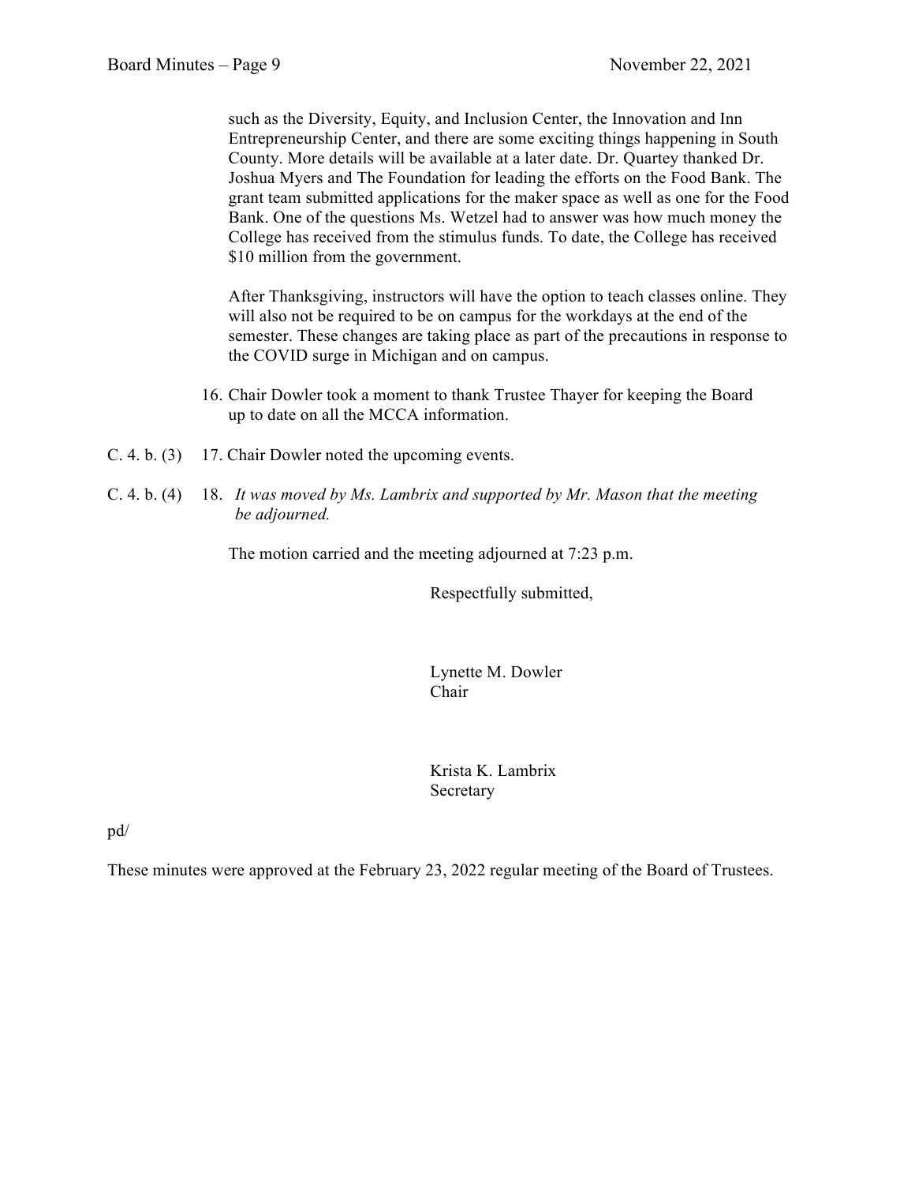such as the Diversity, Equity, and Inclusion Center, the Innovation and Inn Entrepreneurship Center, and there are some exciting things happening in South County. More details will be available at a later date. Dr. Quartey thanked Dr. Joshua Myers and The Foundation for leading the efforts on the Food Bank. The grant team submitted applications for the maker space as well as one for the Food Bank. One of the questions Ms. Wetzel had to answer was how much money the College has received from the stimulus funds. To date, the College has received $10 million from the government.

After Thanksgiving, instructors will have the option to teach classes online. They will also not be required to be on campus for the workdays at the end of the semester. These changes are taking place as part of the precautions in response to the COVID surge in Michigan and on campus.

16. Chair Dowler took a moment to thank Trustee Thayer for keeping the Board up to date on all the MCCA information.

C. 4. b. (3) 17. Chair Dowler noted the upcoming events.

C. 4. b. (4) 18. *It was moved by Ms. Lambrix and supported by Mr. Mason that the meeting be adjourned.*

The motion carried and the meeting adjourned at 7:23 p.m.

Respectfully submitted,

Lynette M. Dowler
Chair

Krista K. Lambrix
Secretary

pd/

These minutes were approved at the February 23, 2022 regular meeting of the Board of Trustees.